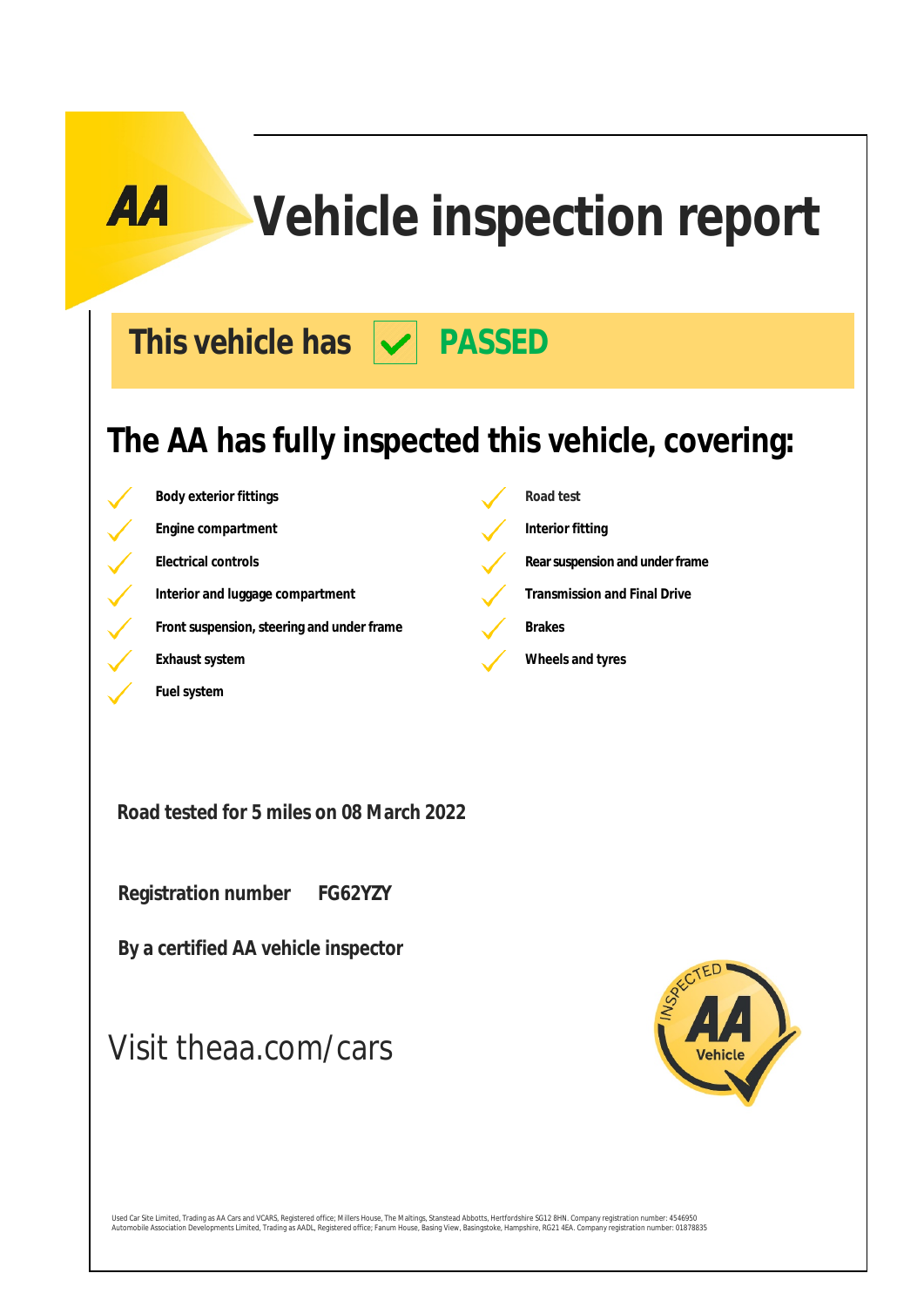# Vehicle inspection report

## This vehicle has ✓ PASSED

## The AA has fully inspected this vehicle, covering:

- ✓ **Body exterior fittings**
- ✓ **Engine compartment**
- ✓ **Electrical controls**
- ✓ **Interior and luggage compartment**
- ✓ **Front suspension, steering and under frame**
- ✓ **Exhaust system**
- ✓ **Fuel system**
- ✓ **Road test**
- ✓ **Interior fitting**
- ✓ **Rear suspension and under frame**
- ✓ **Transmission and Final Drive**
- ✓ **Brakes**
- ✓ **Wheels and tyres**

**Road tested for 5 miles on 08 March 2022**

**Registration number FG62YZY**

**By a certified AA vehicle inspector**

Visit theaa.com/cars

Used Car Site Limited, Trading as AA Cars and VCARS, Registered office; Millers House, The Maltings, Stanstead Abbotts, Hertfordshire SG12 8HN. Company registration number: 4546950
Automobile Association Developments Limited, Trading as AADL, Registered office; Fanum House, Basing View, Basingstoke, Hampshire, RG21 4EA. Company registration number: 01878835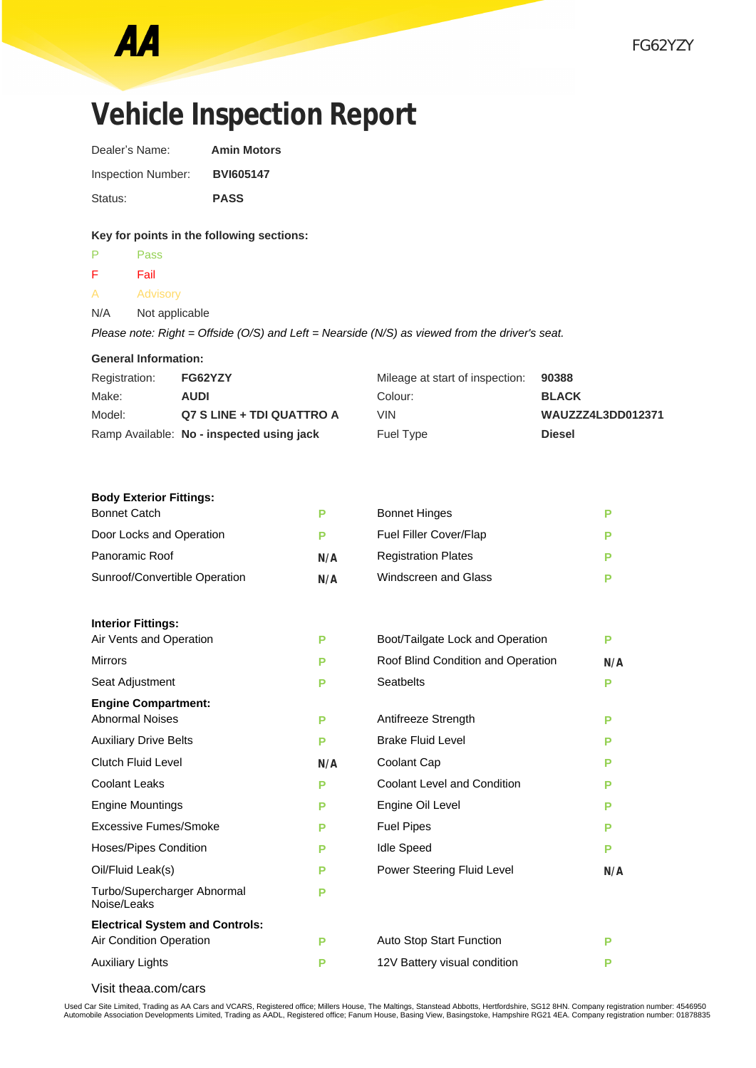AA

FG62YZY

# Vehicle Inspection Report

| | |
|---|---|
| Dealer's Name: | **Amin Motors** |
| Inspection Number: | **BVI605147** |
| Status: | **PASS** |

**Key for points in the following sections:**

| | |
|---|---|
| P | Pass |
| F | Fail |
| A | Advisory |
| N/A | Not applicable |

*Please note: Right = Offside (O/S) and Left = Nearside (N/S) as viewed from the driver's seat.*

**General Information:**

| | | | |
|---|---|---|---|
| Registration: | **FG62YZY** | Mileage at start of inspection: | **90388** |
| Make: | **AUDI** | Colour: | **BLACK** |
| Model: | **Q7 S LINE + TDI QUATTRO A** | VIN | **WAUZZZ4L3DD012371** |
| Ramp Available: | **No - inspected using jack** | Fuel Type | **Diesel** |

**Body Exterior Fittings:**

| | | | |
|---|---|---|---|
| Bonnet Catch | P | Bonnet Hinges | P |
| Door Locks and Operation | P | Fuel Filler Cover/Flap | P |
| Panoramic Roof | N/A | Registration Plates | P |
| Sunroof/Convertible Operation | N/A | Windscreen and Glass | P |

**Interior Fittings:**

| | | | |
|---|---|---|---|
| Air Vents and Operation | P | Boot/Tailgate Lock and Operation | P |
| Mirrors | P | Roof Blind Condition and Operation | N/A |
| Seat Adjustment | P | Seatbelts | P |

**Engine Compartment:**

| | | | |
|---|---|---|---|
| Abnormal Noises | P | Antifreeze Strength | P |
| Auxiliary Drive Belts | P | Brake Fluid Level | P |
| Clutch Fluid Level | N/A | Coolant Cap | P |
| Coolant Leaks | P | Coolant Level and Condition | P |
| Engine Mountings | P | Engine Oil Level | P |
| Excessive Fumes/Smoke | P | Fuel Pipes | P |
| Hoses/Pipes Condition | P | Idle Speed | P |
| Oil/Fluid Leak(s) | P | Power Steering Fluid Level | N/A |
| Turbo/Supercharger Abnormal Noise/Leaks | P | | |

**Electrical System and Controls:**

| | | | |
|---|---|---|---|
| Air Condition Operation | P | Auto Stop Start Function | P |
| Auxiliary Lights | P | 12V Battery visual condition | P |

Visit theaa.com/cars

Used Car Site Limited, Trading as AA Cars and VCARS, Registered office; Millers House, The Maltings, Stanstead Abbotts, Hertfordshire, SG12 8HN. Company registration number: 4546950
Automobile Association Developments Limited, Trading as AADL, Registered office; Fanum House, Basing View, Basingstoke, Hampshire RG21 4EA. Company registration number: 01878835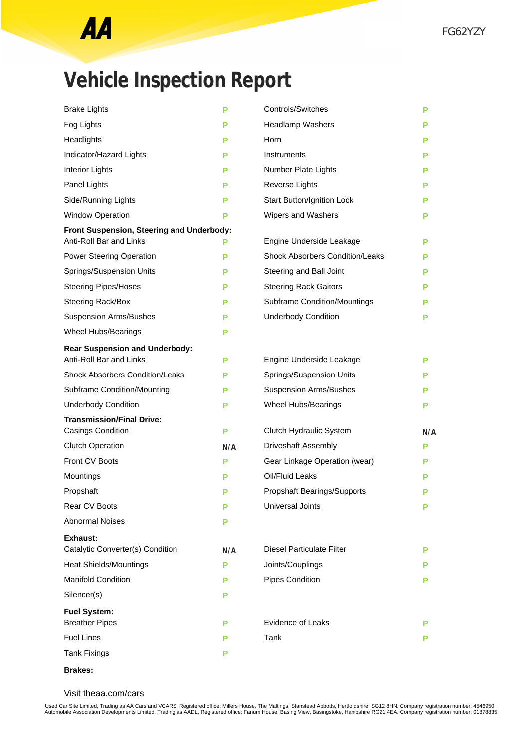# Vehicle Inspection Report

FG62YZY

| Item | Result | Item | Result |
|---|---|---|---|
| Brake Lights | P | Controls/Switches | P |
| Fog Lights | P | Headlamp Washers | P |
| Headlights | P | Horn | P |
| Indicator/Hazard Lights | P | Instruments | P |
| Interior Lights | P | Number Plate Lights | P |
| Panel Lights | P | Reverse Lights | P |
| Side/Running Lights | P | Start Button/Ignition Lock | P |
| Window Operation | P | Wipers and Washers | P |

**Front Suspension, Steering and Underbody:**

| Item | Result | Item | Result |
|---|---|---|---|
| Anti-Roll Bar and Links | P | Engine Underside Leakage | P |
| Power Steering Operation | P | Shock Absorbers Condition/Leaks | P |
| Springs/Suspension Units | P | Steering and Ball Joint | P |
| Steering Pipes/Hoses | P | Steering Rack Gaitors | P |
| Steering Rack/Box | P | Subframe Condition/Mountings | P |
| Suspension Arms/Bushes | P | Underbody Condition | P |
| Wheel Hubs/Bearings | P | | |

**Rear Suspension and Underbody:**

| Item | Result | Item | Result |
|---|---|---|---|
| Anti-Roll Bar and Links | P | Engine Underside Leakage | P |
| Shock Absorbers Condition/Leaks | P | Springs/Suspension Units | P |
| Subframe Condition/Mounting | P | Suspension Arms/Bushes | P |
| Underbody Condition | P | Wheel Hubs/Bearings | P |

**Transmission/Final Drive:**

| Item | Result | Item | Result |
|---|---|---|---|
| Casings Condition | P | Clutch Hydraulic System | N/A |
| Clutch Operation | N/A | Driveshaft Assembly | P |
| Front CV Boots | P | Gear Linkage Operation (wear) | P |
| Mountings | P | Oil/Fluid Leaks | P |
| Propshaft | P | Propshaft Bearings/Supports | P |
| Rear CV Boots | P | Universal Joints | P |
| Abnormal Noises | P | | |

**Exhaust:**

| Item | Result | Item | Result |
|---|---|---|---|
| Catalytic Converter(s) Condition | N/A | Diesel Particulate Filter | P |
| Heat Shields/Mountings | P | Joints/Couplings | P |
| Manifold Condition | P | Pipes Condition | P |
| Silencer(s) | P | | |

**Fuel System:**

| Item | Result | Item | Result |
|---|---|---|---|
| Breather Pipes | P | Evidence of Leaks | P |
| Fuel Lines | P | Tank | P |
| Tank Fixings | P | | |

**Brakes:**

Visit theaa.com/cars

Used Car Site Limited, Trading as AA Cars and VCARS, Registered office; Millers House, The Maltings, Stanstead Abbotts, Hertfordshire, SG12 8HN. Company registration number: 4546950
Automobile Association Developments Limited, Trading as AADL, Registered office; Fanum House, Basing View, Basingstoke, Hampshire RG21 4EA. Company registration number: 01878835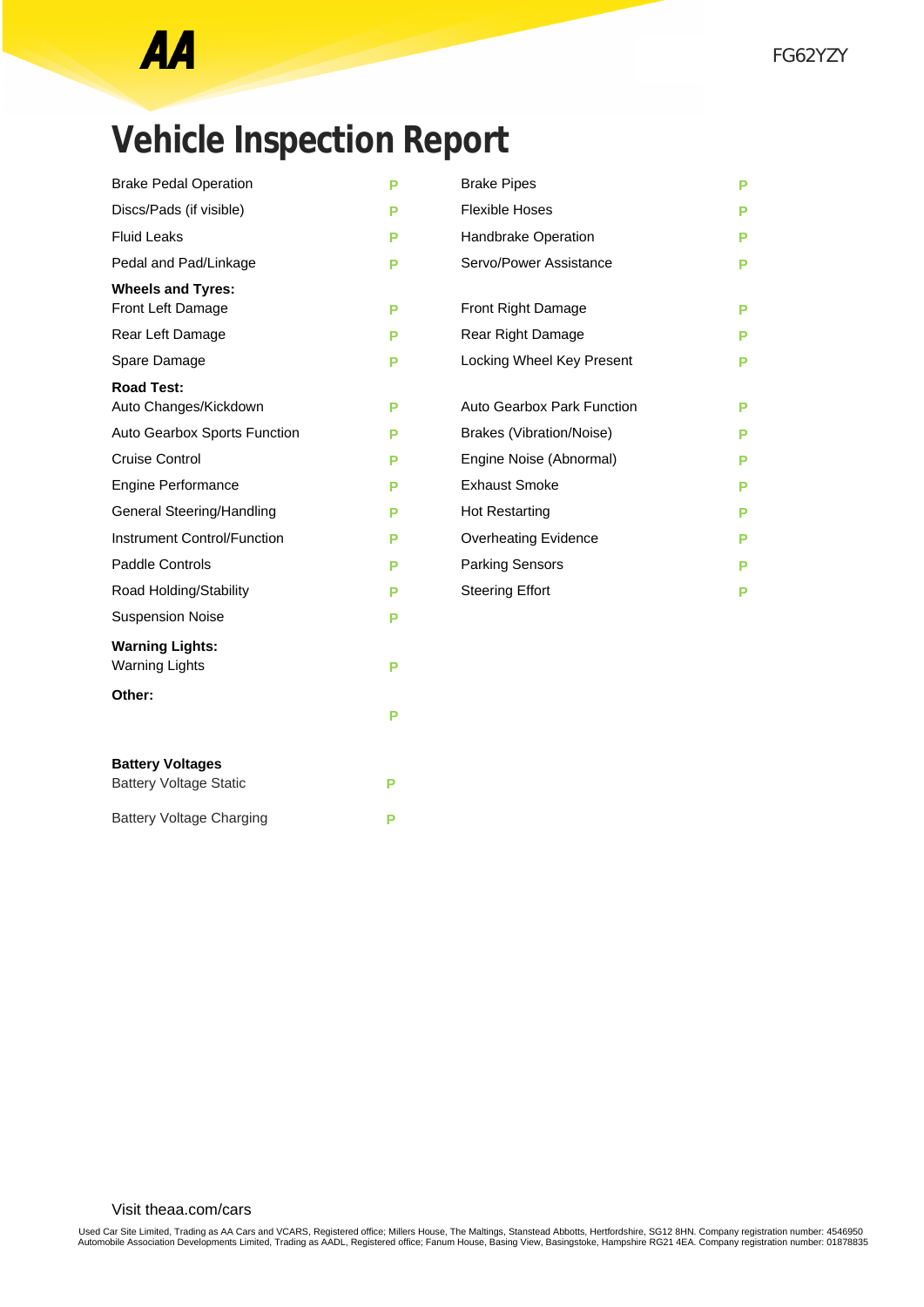FG62YZY

# Vehicle Inspection Report

| Item | Result | Item | Result |
|---|---|---|---|
| Brake Pedal Operation | P | Brake Pipes | P |
| Discs/Pads (if visible) | P | Flexible Hoses | P |
| Fluid Leaks | P | Handbrake Operation | P |
| Pedal and Pad/Linkage | P | Servo/Power Assistance | P |

**Wheels and Tyres:**

| Item | Result | Item | Result |
|---|---|---|---|
| Front Left Damage | P | Front Right Damage | P |
| Rear Left Damage | P | Rear Right Damage | P |
| Spare Damage | P | Locking Wheel Key Present | P |

**Road Test:**

| Item | Result | Item | Result |
|---|---|---|---|
| Auto Changes/Kickdown | P | Auto Gearbox Park Function | P |
| Auto Gearbox Sports Function | P | Brakes (Vibration/Noise) | P |
| Cruise Control | P | Engine Noise (Abnormal) | P |
| Engine Performance | P | Exhaust Smoke | P |
| General Steering/Handling | P | Hot Restarting | P |
| Instrument Control/Function | P | Overheating Evidence | P |
| Paddle Controls | P | Parking Sensors | P |
| Road Holding/Stability | P | Steering Effort | P |
| Suspension Noise | P | | |

**Warning Lights:**

| Item | Result |
|---|---|
| Warning Lights | P |

**Other:**

| Item | Result |
|---|---|
| | P |

**Battery Voltages**

| Item | Result |
|---|---|
| Battery Voltage Static | P |
| Battery Voltage Charging | P |

Visit theaa.com/cars

Used Car Site Limited, Trading as AA Cars and VCARS, Registered office; Millers House, The Maltings, Stanstead Abbotts, Hertfordshire, SG12 8HN. Company registration number: 4546950
Automobile Association Developments Limited, Trading as AADL, Registered office; Fanum House, Basing View, Basingstoke, Hampshire RG21 4EA. Company registration number: 01878835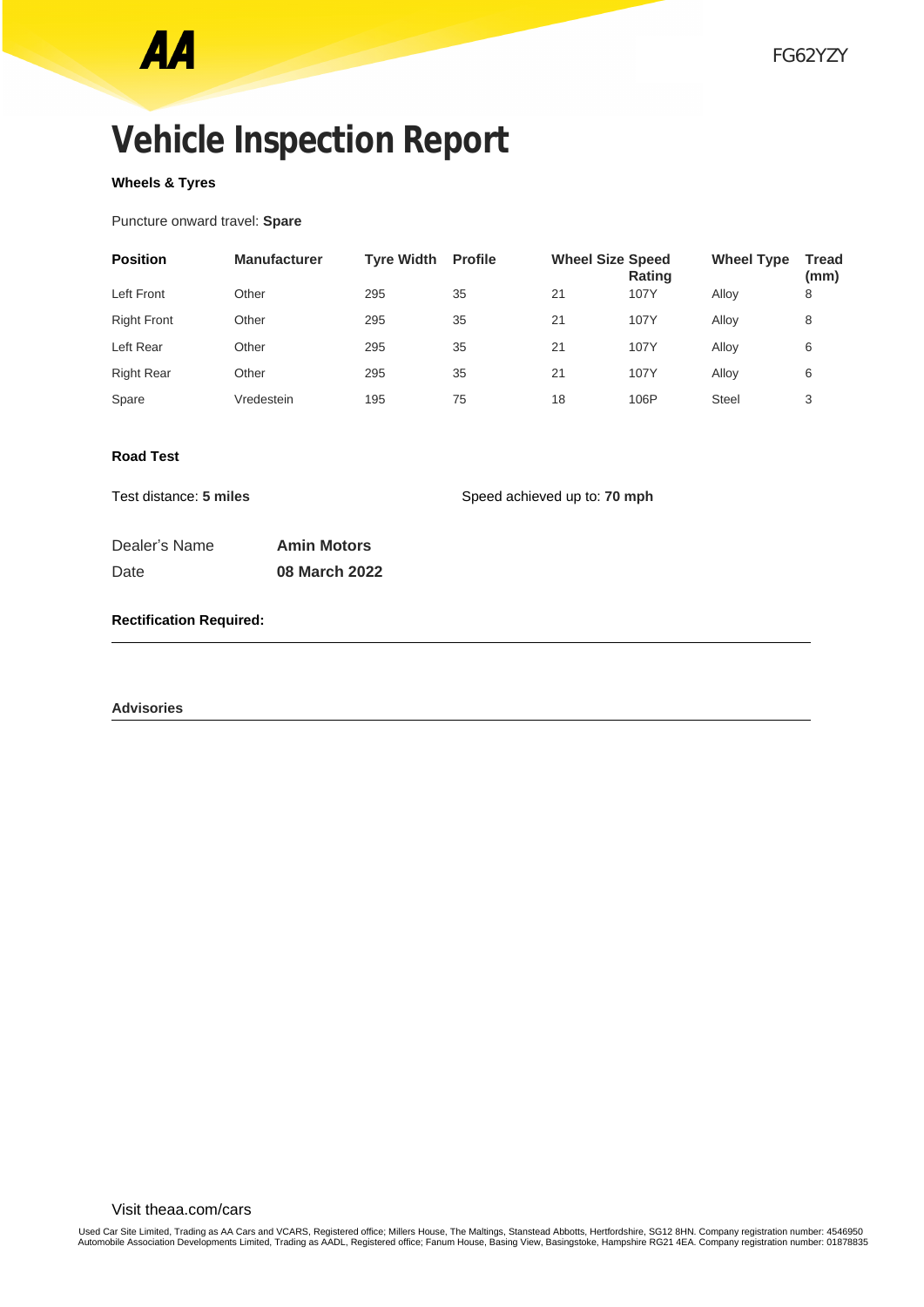# Vehicle Inspection Report

**Wheels & Tyres**

Puncture onward travel: **Spare**

| Position | Manufacturer | Tyre Width | Profile | Wheel Size | Speed Rating | Wheel Type | Tread (mm) |
|---|---|---|---|---|---|---|---|
| Left Front | Other | 295 | 35 | 21 | 107Y | Alloy | 8 |
| Right Front | Other | 295 | 35 | 21 | 107Y | Alloy | 8 |
| Left Rear | Other | 295 | 35 | 21 | 107Y | Alloy | 6 |
| Right Rear | Other | 295 | 35 | 21 | 107Y | Alloy | 6 |
| Spare | Vredestein | 195 | 75 | 18 | 106P | Steel | 3 |

**Road Test**

Test distance: **5 miles**

Speed achieved up to: **70 mph**

Dealer's Name **Amin Motors**

Date **08 March 2022**

**Rectification Required:**

**Advisories**

Visit theaa.com/cars

Used Car Site Limited, Trading as AA Cars and VCARS, Registered office; Millers House, The Maltings, Stanstead Abbotts, Hertfordshire, SG12 8HN. Company registration number: 4546950
Automobile Association Developments Limited, Trading as AADL, Registered office; Fanum House, Basing View, Basingstoke, Hampshire RG21 4EA. Company registration number: 01878835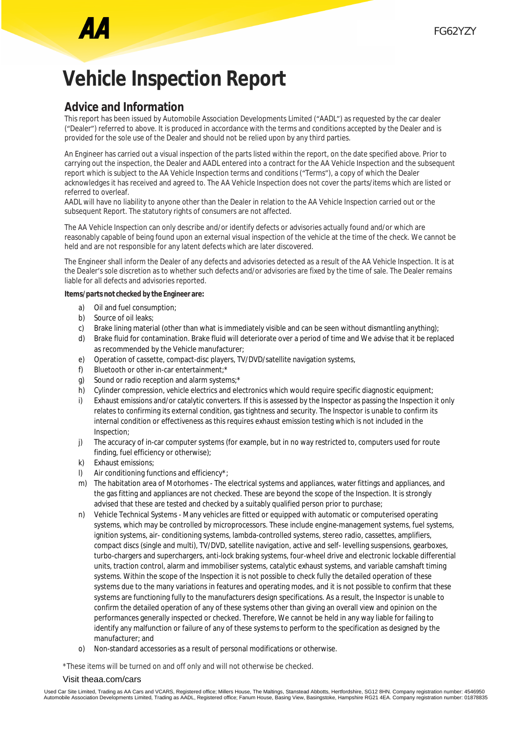# Vehicle Inspection Report

## Advice and Information

This report has been issued by Automobile Association Developments Limited ("AADL") as requested by the car dealer ("Dealer") referred to above. It is produced in accordance with the terms and conditions accepted by the Dealer and is provided for the sole use of the Dealer and should not be relied upon by any third parties.

An Engineer has carried out a visual inspection of the parts listed within the report, on the date specified above. Prior to carrying out the inspection, the Dealer and AADL entered into a contract for the AA Vehicle Inspection and the subsequent report which is subject to the AA Vehicle Inspection terms and conditions ("Terms"), a copy of which the Dealer acknowledges it has received and agreed to. The AA Vehicle Inspection does not cover the parts/items which are listed or referred to overleaf.
AADL will have no liability to anyone other than the Dealer in relation to the AA Vehicle Inspection carried out or the subsequent Report. The statutory rights of consumers are not affected.

The AA Vehicle Inspection can only describe and/or identify defects or advisories actually found and/or which are reasonably capable of being found upon an external visual inspection of the vehicle at the time of the check. We cannot be held and are not responsible for any latent defects which are later discovered.

The Engineer shall inform the Dealer of any defects and advisories detected as a result of the AA Vehicle Inspection. It is at the Dealer's sole discretion as to whether such defects and/or advisories are fixed by the time of sale. The Dealer remains liable for all defects and advisories reported.

**Items/parts not checked by the Engineer are:**

a) Oil and fuel consumption;
b) Source of oil leaks;
c) Brake lining material (other than what is immediately visible and can be seen without dismantling anything);
d) Brake fluid for contamination. Brake fluid will deteriorate over a period of time and We advise that it be replaced as recommended by the Vehicle manufacturer;
e) Operation of cassette, compact-disc players, TV/DVD/satellite navigation systems,
f) Bluetooth or other in-car entertainment;*
g) Sound or radio reception and alarm systems;*
h) Cylinder compression, vehicle electrics and electronics which would require specific diagnostic equipment;
i) Exhaust emissions and/or catalytic converters. If this is assessed by the Inspector as passing the Inspection it only relates to confirming its external condition, gas tightness and security. The Inspector is unable to confirm its internal condition or effectiveness as this requires exhaust emission testing which is not included in the Inspection;
j) The accuracy of in-car computer systems (for example, but in no way restricted to, computers used for route finding, fuel efficiency or otherwise);
k) Exhaust emissions;
l) Air conditioning functions and efficiency*;
m) The habitation area of Motorhomes - The electrical systems and appliances, water fittings and appliances, and the gas fitting and appliances are not checked. These are beyond the scope of the Inspection. It is strongly advised that these are tested and checked by a suitably qualified person prior to purchase;
n) Vehicle Technical Systems - Many vehicles are fitted or equipped with automatic or computerised operating systems, which may be controlled by microprocessors. These include engine-management systems, fuel systems, ignition systems, air- conditioning systems, lambda-controlled systems, stereo radio, cassettes, amplifiers, compact discs (single and multi), TV/DVD, satellite navigation, active and self- levelling suspensions, gearboxes, turbo-chargers and superchargers, anti-lock braking systems, four-wheel drive and electronic lockable differential units, traction control, alarm and immobiliser systems, catalytic exhaust systems, and variable camshaft timing systems. Within the scope of the Inspection it is not possible to check fully the detailed operation of these systems due to the many variations in features and operating modes, and it is not possible to confirm that these systems are functioning fully to the manufacturers design specifications. As a result, the Inspector is unable to confirm the detailed operation of any of these systems other than giving an overall view and opinion on the performances generally inspected or checked. Therefore, We cannot be held in any way liable for failing to identify any malfunction or failure of any of these systems to perform to the specification as designed by the manufacturer; and
o) Non-standard accessories as a result of personal modifications or otherwise.

*These items will be turned on and off only and will not otherwise be checked.

Visit theaa.com/cars

Used Car Site Limited, Trading as AA Cars and VCARS, Registered office; Millers House, The Maltings, Stanstead Abbotts, Hertfordshire, SG12 8HN. Company registration number: 4546950
Automobile Association Developments Limited, Trading as AADL, Registered office; Fanum House, Basing View, Basingstoke, Hampshire RG21 4EA. Company registration number: 01878835